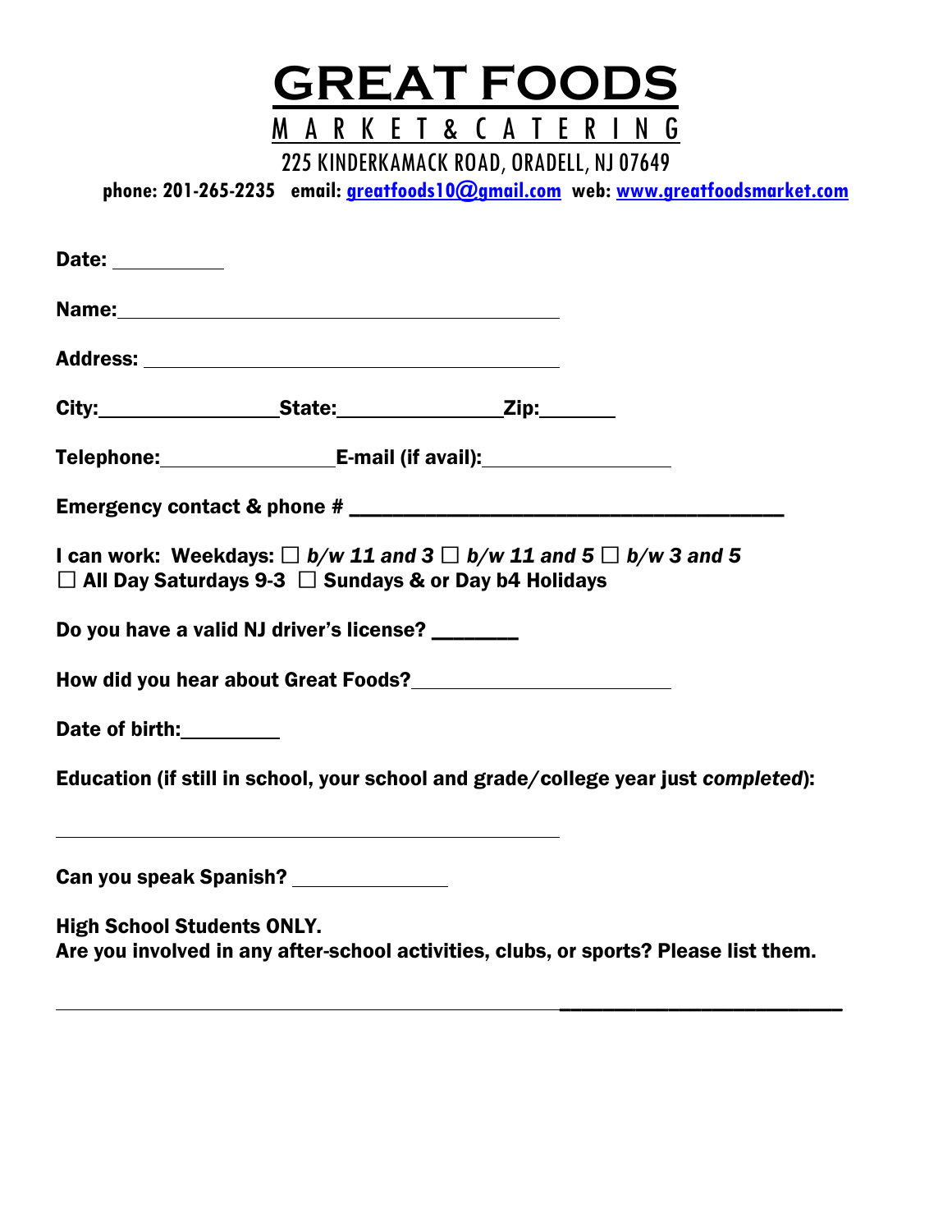# GREAT FOODS

## MARKET & CATERING

225 KINDERKAMACK ROAD, ORADELL, NJ 07649

**phone: 201-265-2235 email: greatfoods10@gmail.com web: www.greatfoodsmarket.com**

**Date:** ___________

**Name:** ______________________________________________

**Address:** ____________________________________________

**City:** __________________ **State:** _________________ **Zip:** _______

**Telephone:** _________________ **E-mail (if avail):** __________________

**Emergency contact & phone #** ____________________________________________

**I can work: Weekdays:** ☐ ***b/w 11 and 3*** ☐ ***b/w 11 and 5*** ☐ ***b/w 3 and 5***
☐ **All Day Saturdays 9-3** ☐ **Sundays & or Day b4 Holidays**

**Do you have a valid NJ driver's license?** ________

**How did you hear about Great Foods?** _________________________

**Date of birth:** __________

**Education (if still in school, your school and grade/college year just *completed*):**

______________________________________________________

**Can you speak Spanish?** _______________

**High School Students ONLY.**
**Are you involved in any after-school activities, clubs, or sports? Please list them.**

_______________________________________________________________________________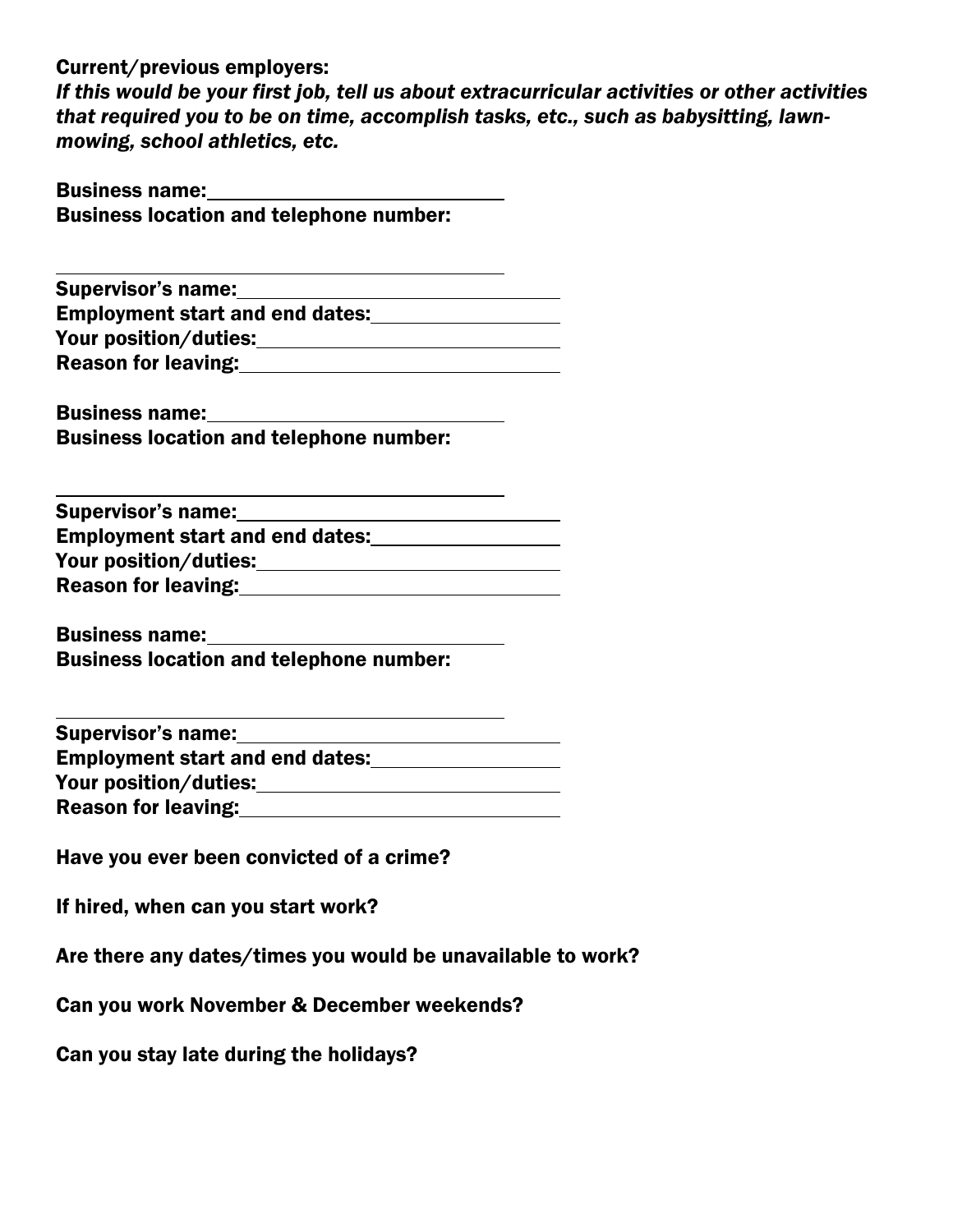**Current/previous employers:**

***If this would be your first job, tell us about extracurricular activities or other activities that required you to be on time, accomplish tasks, etc., such as babysitting, lawn-mowing, school athletics, etc.***

**Business name:** ______________________________

**Business location and telephone number:**

_____________________________________________

**Supervisor's name:** ______________________________

**Employment start and end dates:** ________________

**Your position/duties:** ____________________________

**Reason for leaving:** ______________________________

**Business name:** ______________________________

**Business location and telephone number:**

_____________________________________________

**Supervisor's name:** ______________________________

**Employment start and end dates:** ________________

**Your position/duties:** ____________________________

**Reason for leaving:** ______________________________

**Business name:** ______________________________

**Business location and telephone number:**

_____________________________________________

**Supervisor's name:** ______________________________

**Employment start and end dates:** ________________

**Your position/duties:** ____________________________

**Reason for leaving:** ______________________________

**Have you ever been convicted of a crime?**

**If hired, when can you start work?**

**Are there any dates/times you would be unavailable to work?**

**Can you work November & December weekends?**

**Can you stay late during the holidays?**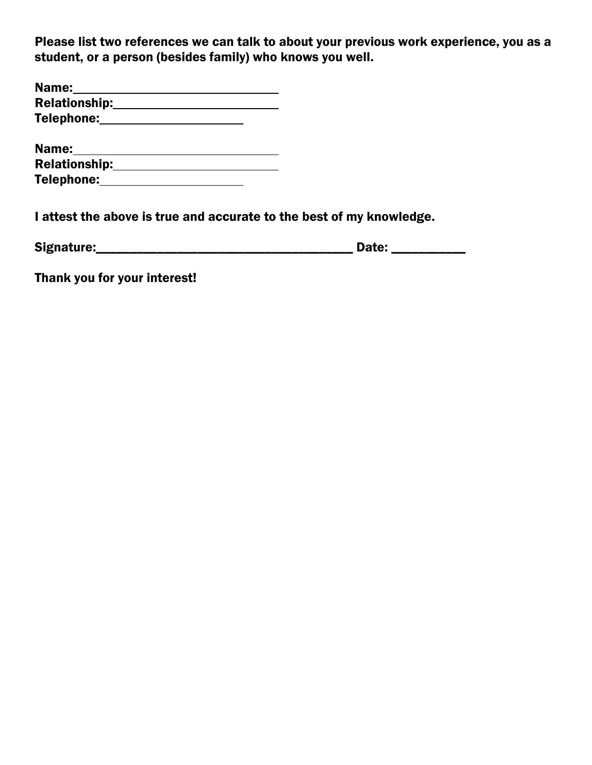**Please list two references we can talk to about your previous work experience, you as a student, or a person (besides family) who knows you well.**

**Name:**______________________________
**Relationship:**________________________
**Telephone:**_____________________

**Name:**______________________________
**Relationship:**________________________
**Telephone:**_____________________

**I attest the above is true and accurate to the best of my knowledge.**

**Signature:**_______________________________________ **Date:** ___________

**Thank you for your interest!**